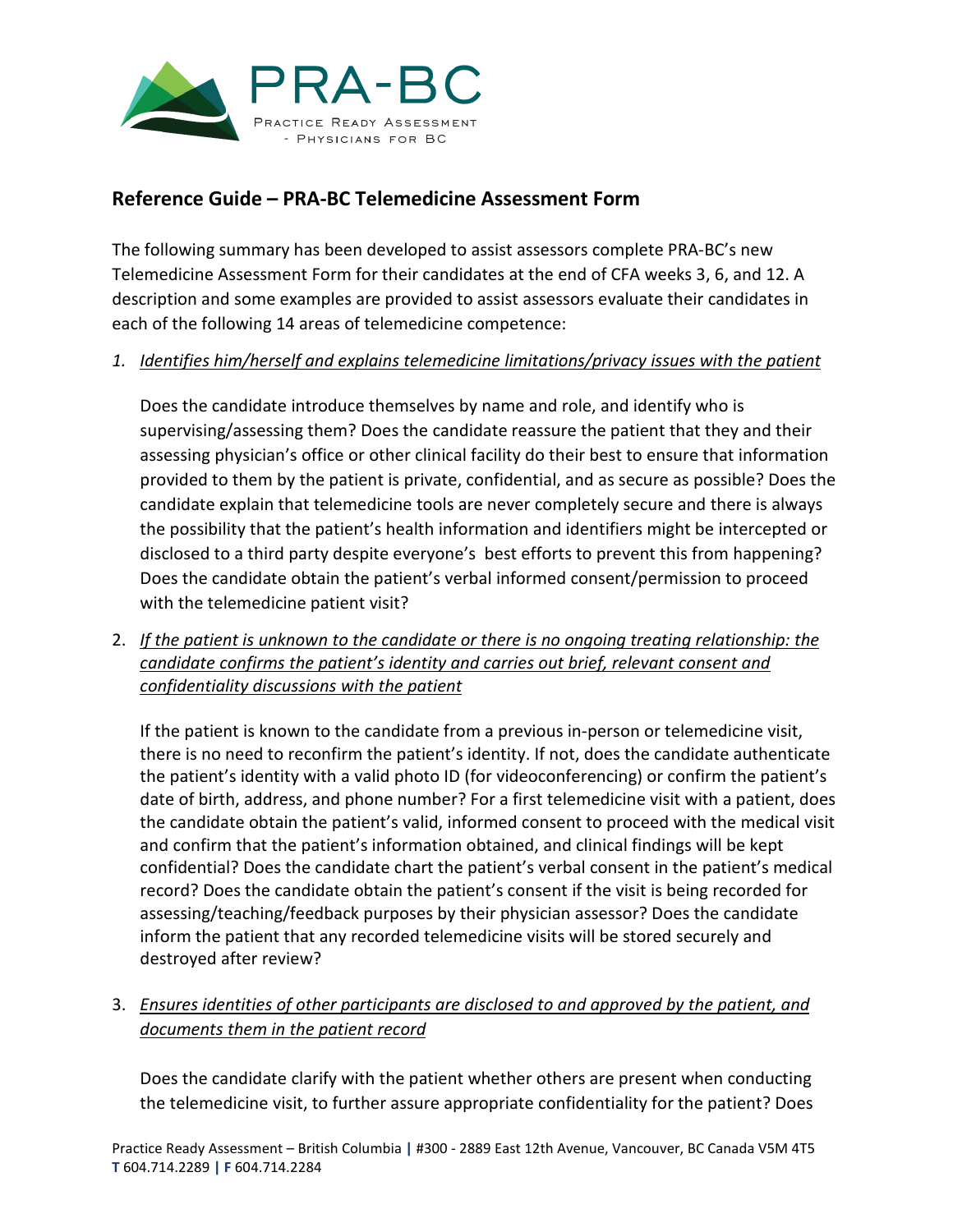PRA-BC

Practice Ready Assessment - Physicians for BC

## Reference Guide – PRA-BC Telemedicine Assessment Form

The following summary has been developed to assist assessors complete PRA-BC's new Telemedicine Assessment Form for their candidates at the end of CFA weeks 3, 6, and 12. A description and some examples are provided to assist assessors evaluate their candidates in each of the following 14 areas of telemedicine competence:

1. *Identifies him/herself and explains telemedicine limitations/privacy issues with the patient*

   Does the candidate introduce themselves by name and role, and identify who is supervising/assessing them? Does the candidate reassure the patient that they and their assessing physician's office or other clinical facility do their best to ensure that information provided to them by the patient is private, confidential, and as secure as possible? Does the candidate explain that telemedicine tools are never completely secure and there is always the possibility that the patient's health information and identifiers might be intercepted or disclosed to a third party despite everyone's best efforts to prevent this from happening? Does the candidate obtain the patient's verbal informed consent/permission to proceed with the telemedicine patient visit?

2. *If the patient is unknown to the candidate or there is no ongoing treating relationship: the candidate confirms the patient's identity and carries out brief, relevant consent and confidentiality discussions with the patient*

   If the patient is known to the candidate from a previous in-person or telemedicine visit, there is no need to reconfirm the patient's identity. If not, does the candidate authenticate the patient's identity with a valid photo ID (for videoconferencing) or confirm the patient's date of birth, address, and phone number? For a first telemedicine visit with a patient, does the candidate obtain the patient's valid, informed consent to proceed with the medical visit and confirm that the patient's information obtained, and clinical findings will be kept confidential? Does the candidate chart the patient's verbal consent in the patient's medical record? Does the candidate obtain the patient's consent if the visit is being recorded for assessing/teaching/feedback purposes by their physician assessor? Does the candidate inform the patient that any recorded telemedicine visits will be stored securely and destroyed after review?

3. *Ensures identities of other participants are disclosed to and approved by the patient, and documents them in the patient record*

   Does the candidate clarify with the patient whether others are present when conducting the telemedicine visit, to further assure appropriate confidentiality for the patient? Does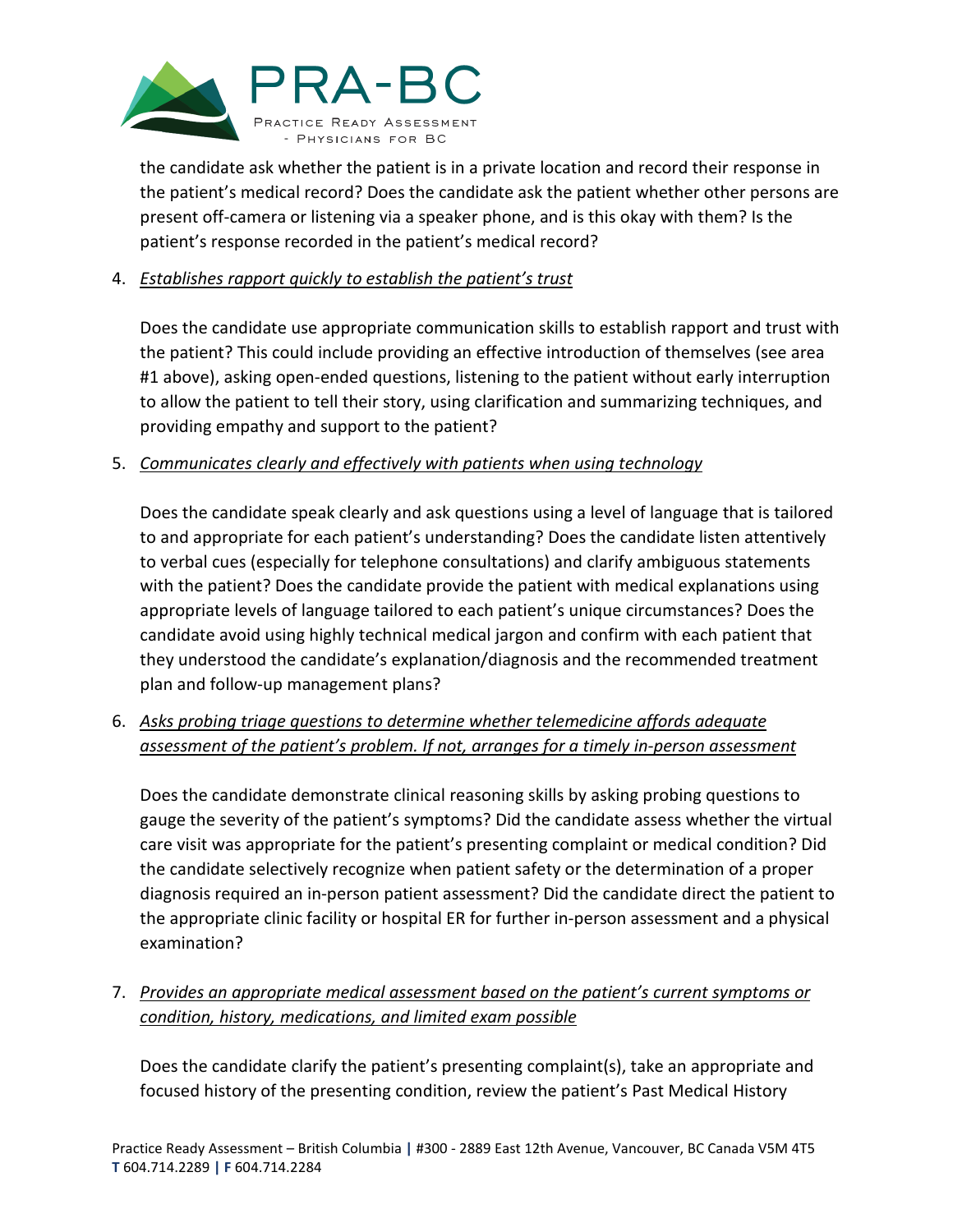the candidate ask whether the patient is in a private location and record their response in the patient's medical record? Does the candidate ask the patient whether other persons are present off-camera or listening via a speaker phone, and is this okay with them? Is the patient's response recorded in the patient's medical record?

4. _Establishes rapport quickly to establish the patient's trust_

   Does the candidate use appropriate communication skills to establish rapport and trust with the patient? This could include providing an effective introduction of themselves (see area #1 above), asking open-ended questions, listening to the patient without early interruption to allow the patient to tell their story, using clarification and summarizing techniques, and providing empathy and support to the patient?

5. _Communicates clearly and effectively with patients when using technology_

   Does the candidate speak clearly and ask questions using a level of language that is tailored to and appropriate for each patient's understanding? Does the candidate listen attentively to verbal cues (especially for telephone consultations) and clarify ambiguous statements with the patient? Does the candidate provide the patient with medical explanations using appropriate levels of language tailored to each patient's unique circumstances? Does the candidate avoid using highly technical medical jargon and confirm with each patient that they understood the candidate's explanation/diagnosis and the recommended treatment plan and follow-up management plans?

6. _Asks probing triage questions to determine whether telemedicine affords adequate assessment of the patient's problem. If not, arranges for a timely in-person assessment_

   Does the candidate demonstrate clinical reasoning skills by asking probing questions to gauge the severity of the patient's symptoms? Did the candidate assess whether the virtual care visit was appropriate for the patient's presenting complaint or medical condition? Did the candidate selectively recognize when patient safety or the determination of a proper diagnosis required an in-person patient assessment? Did the candidate direct the patient to the appropriate clinic facility or hospital ER for further in-person assessment and a physical examination?

7. _Provides an appropriate medical assessment based on the patient's current symptoms or condition, history, medications, and limited exam possible_

   Does the candidate clarify the patient's presenting complaint(s), take an appropriate and focused history of the presenting condition, review the patient's Past Medical History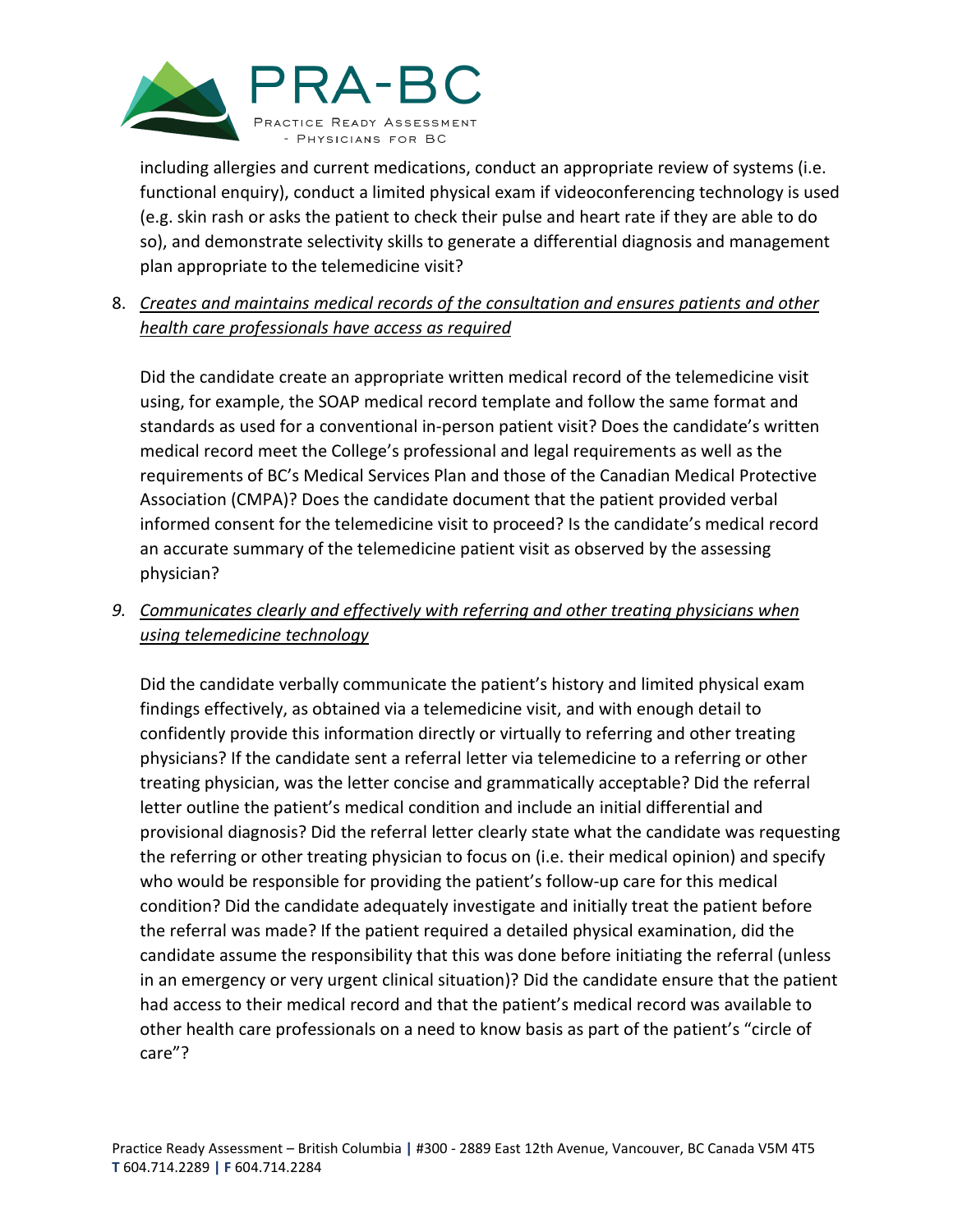including allergies and current medications, conduct an appropriate review of systems (i.e. functional enquiry), conduct a limited physical exam if videoconferencing technology is used (e.g. skin rash or asks the patient to check their pulse and heart rate if they are able to do so), and demonstrate selectivity skills to generate a differential diagnosis and management plan appropriate to the telemedicine visit?

8. <u>*Creates and maintains medical records of the consultation and ensures patients and other health care professionals have access as required*</u>

   Did the candidate create an appropriate written medical record of the telemedicine visit using, for example, the SOAP medical record template and follow the same format and standards as used for a conventional in-person patient visit? Does the candidate's written medical record meet the College's professional and legal requirements as well as the requirements of BC's Medical Services Plan and those of the Canadian Medical Protective Association (CMPA)? Does the candidate document that the patient provided verbal informed consent for the telemedicine visit to proceed? Is the candidate's medical record an accurate summary of the telemedicine patient visit as observed by the assessing physician?

9. <u>*Communicates clearly and effectively with referring and other treating physicians when using telemedicine technology*</u>

   Did the candidate verbally communicate the patient's history and limited physical exam findings effectively, as obtained via a telemedicine visit, and with enough detail to confidently provide this information directly or virtually to referring and other treating physicians? If the candidate sent a referral letter via telemedicine to a referring or other treating physician, was the letter concise and grammatically acceptable? Did the referral letter outline the patient's medical condition and include an initial differential and provisional diagnosis? Did the referral letter clearly state what the candidate was requesting the referring or other treating physician to focus on (i.e. their medical opinion) and specify who would be responsible for providing the patient's follow-up care for this medical condition? Did the candidate adequately investigate and initially treat the patient before the referral was made? If the patient required a detailed physical examination, did the candidate assume the responsibility that this was done before initiating the referral (unless in an emergency or very urgent clinical situation)? Did the candidate ensure that the patient had access to their medical record and that the patient's medical record was available to other health care professionals on a need to know basis as part of the patient's "circle of care"?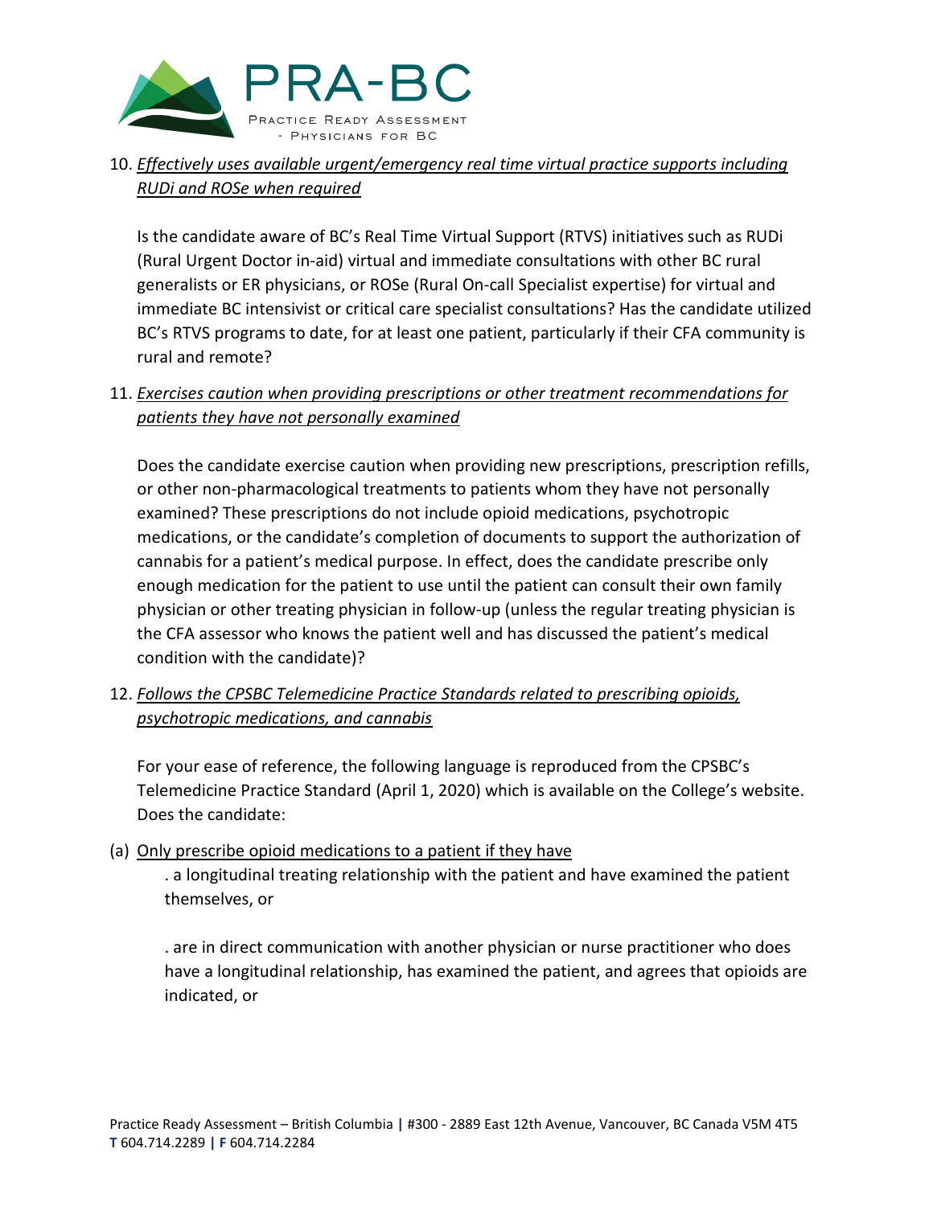10. *Effectively uses available urgent/emergency real time virtual practice supports including RUDi and ROSe when required*

    Is the candidate aware of BC's Real Time Virtual Support (RTVS) initiatives such as RUDi (Rural Urgent Doctor in-aid) virtual and immediate consultations with other BC rural generalists or ER physicians, or ROSe (Rural On-call Specialist expertise) for virtual and immediate BC intensivist or critical care specialist consultations? Has the candidate utilized BC's RTVS programs to date, for at least one patient, particularly if their CFA community is rural and remote?

11. *Exercises caution when providing prescriptions or other treatment recommendations for patients they have not personally examined*

    Does the candidate exercise caution when providing new prescriptions, prescription refills, or other non-pharmacological treatments to patients whom they have not personally examined? These prescriptions do not include opioid medications, psychotropic medications, or the candidate's completion of documents to support the authorization of cannabis for a patient's medical purpose. In effect, does the candidate prescribe only enough medication for the patient to use until the patient can consult their own family physician or other treating physician in follow-up (unless the regular treating physician is the CFA assessor who knows the patient well and has discussed the patient's medical condition with the candidate)?

12. *Follows the CPSBC Telemedicine Practice Standards related to prescribing opioids, psychotropic medications, and cannabis*

    For your ease of reference, the following language is reproduced from the CPSBC's Telemedicine Practice Standard (April 1, 2020) which is available on the College's website. Does the candidate:

(a) Only prescribe opioid medications to a patient if they have

   . a longitudinal treating relationship with the patient and have examined the patient themselves, or

   . are in direct communication with another physician or nurse practitioner who does have a longitudinal relationship, has examined the patient, and agrees that opioids are indicated, or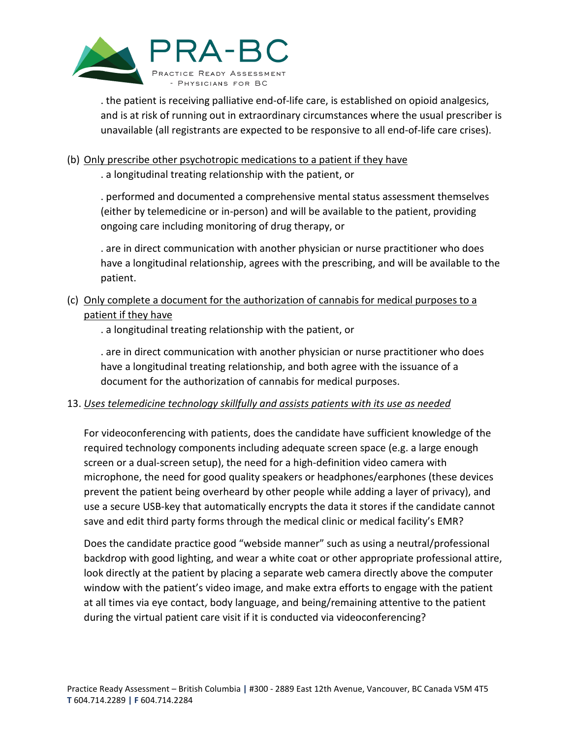. the patient is receiving palliative end-of-life care, is established on opioid analgesics, and is at risk of running out in extraordinary circumstances where the usual prescriber is unavailable (all registrants are expected to be responsive to all end-of-life care crises).

(b) Only prescribe other psychotropic medications to a patient if they have

. a longitudinal treating relationship with the patient, or

. performed and documented a comprehensive mental status assessment themselves (either by telemedicine or in-person) and will be available to the patient, providing ongoing care including monitoring of drug therapy, or

. are in direct communication with another physician or nurse practitioner who does have a longitudinal relationship, agrees with the prescribing, and will be available to the patient.

(c) Only complete a document for the authorization of cannabis for medical purposes to a patient if they have

. a longitudinal treating relationship with the patient, or

. are in direct communication with another physician or nurse practitioner who does have a longitudinal treating relationship, and both agree with the issuance of a document for the authorization of cannabis for medical purposes.

13. *Uses telemedicine technology skillfully and assists patients with its use as needed*

For videoconferencing with patients, does the candidate have sufficient knowledge of the required technology components including adequate screen space (e.g. a large enough screen or a dual-screen setup), the need for a high-definition video camera with microphone, the need for good quality speakers or headphones/earphones (these devices prevent the patient being overheard by other people while adding a layer of privacy), and use a secure USB-key that automatically encrypts the data it stores if the candidate cannot save and edit third party forms through the medical clinic or medical facility's EMR?

Does the candidate practice good "webside manner" such as using a neutral/professional backdrop with good lighting, and wear a white coat or other appropriate professional attire, look directly at the patient by placing a separate web camera directly above the computer window with the patient's video image, and make extra efforts to engage with the patient at all times via eye contact, body language, and being/remaining attentive to the patient during the virtual patient care visit if it is conducted via videoconferencing?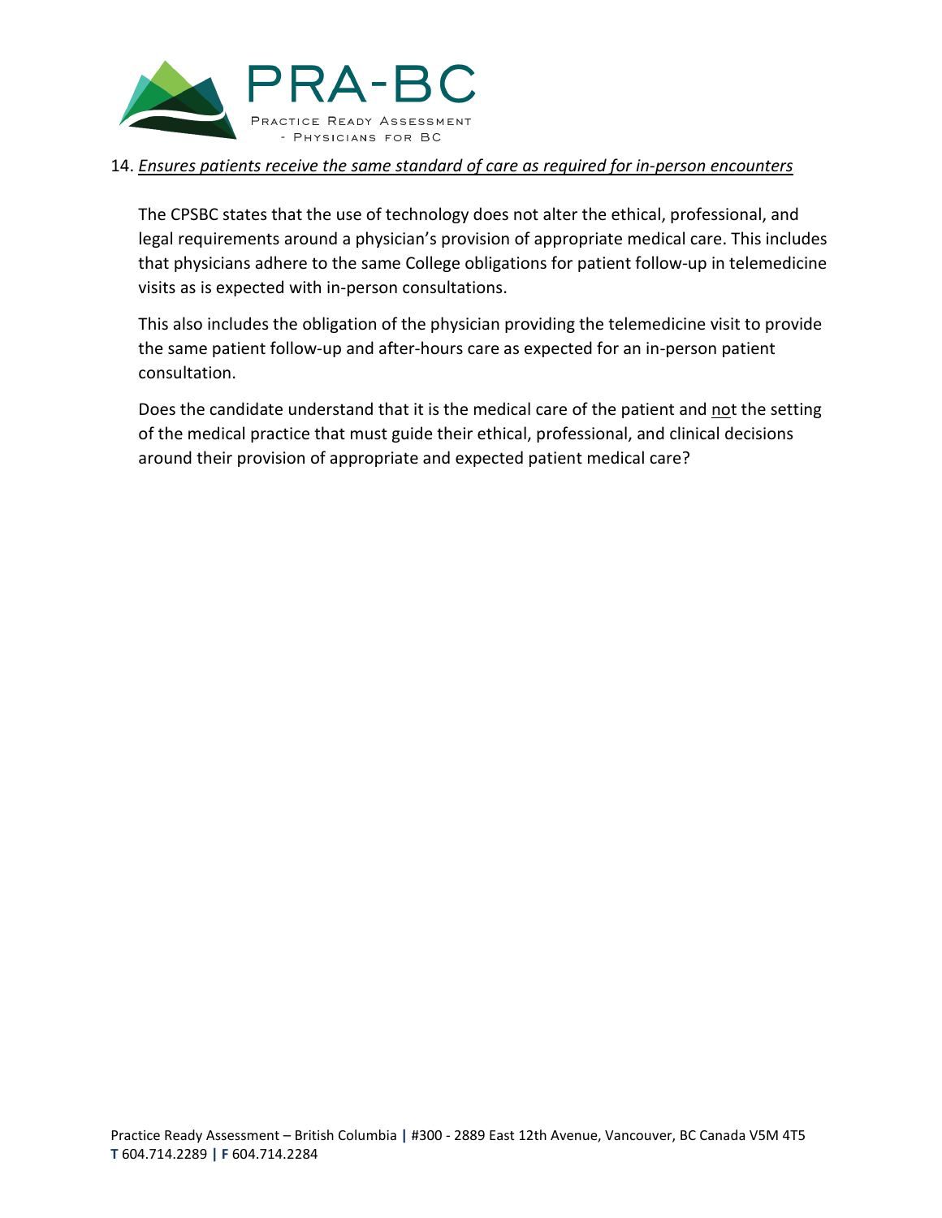14. *Ensures patients receive the same standard of care as required for in-person encounters*

The CPSBC states that the use of technology does not alter the ethical, professional, and legal requirements around a physician's provision of appropriate medical care. This includes that physicians adhere to the same College obligations for patient follow-up in telemedicine visits as is expected with in-person consultations.

This also includes the obligation of the physician providing the telemedicine visit to provide the same patient follow-up and after-hours care as expected for an in-person patient consultation.

Does the candidate understand that it is the medical care of the patient and not the setting of the medical practice that must guide their ethical, professional, and clinical decisions around their provision of appropriate and expected patient medical care?